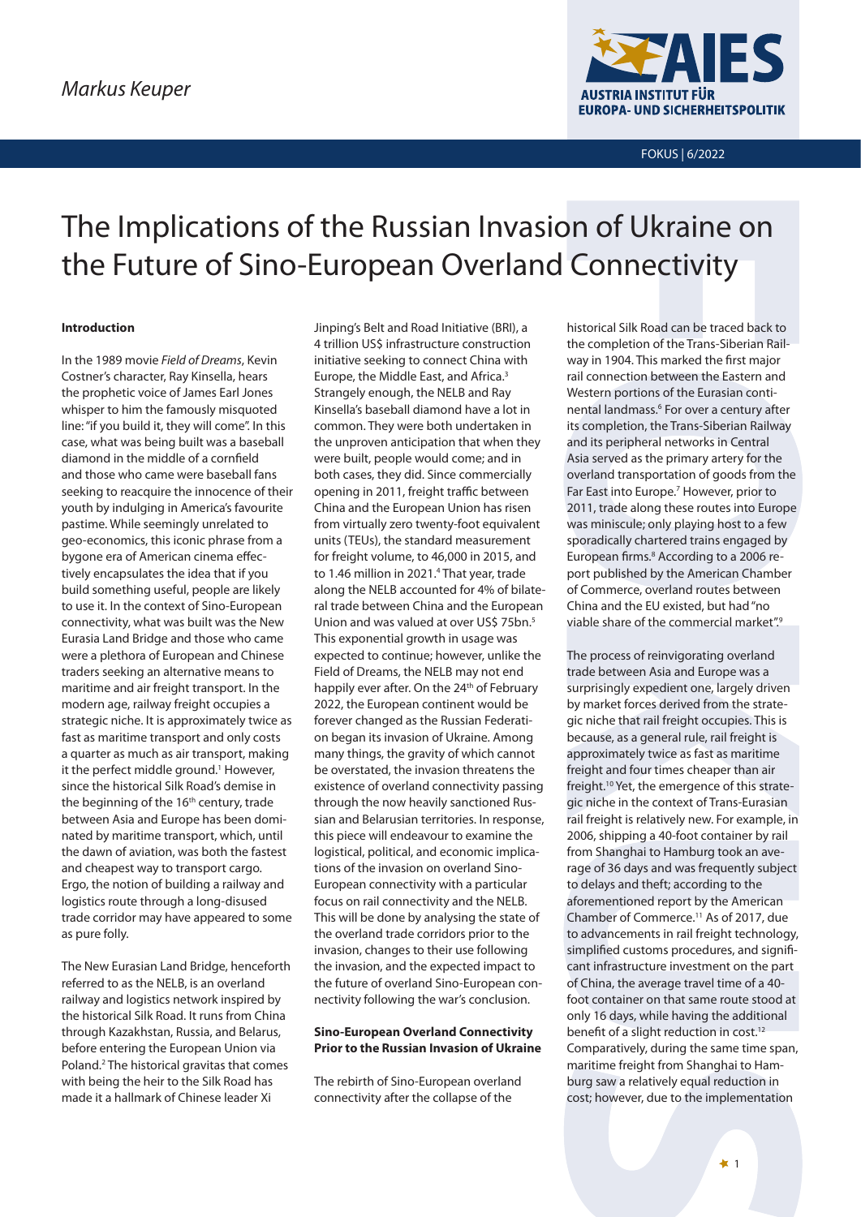Markus Keuper

# The Implications of the Russian Invasion of Ukraine on the Future of Sino-European Overland Connectivity

## Introduction

In the 1989 movie *Field of Dreams*, Kevin Costner's character, Ray Kinsella, hears the prophetic voice of James Earl Jones whisper to him the famously misquoted line: "if you build it, they will come". In this case, what was being built was a baseball diamond in the middle of a cornfield and those who came were baseball fans seeking to reacquire the innocence of their youth by indulging in America's favourite pastime. While seemingly unrelated to geo-economics, this iconic phrase from a bygone era of American cinema effectively encapsulates the idea that if you build something useful, people are likely to use it. In the context of Sino-European connectivity, what was built was the New Eurasia Land Bridge and those who came were a plethora of European and Chinese traders seeking an alternative means to maritime and air freight transport. In the modern age, railway freight occupies a strategic niche. It is approximately twice as fast as maritime transport and only costs a quarter as much as air transport, making it the perfect middle ground.[1] However, since the historical Silk Road's demise in the beginning of the 16th century, trade between Asia and Europe has been dominated by maritime transport, which, until the dawn of aviation, was both the fastest and cheapest way to transport cargo. Ergo, the notion of building a railway and logistics route through a long-disused trade corridor may have appeared to some as pure folly.

The New Eurasian Land Bridge, henceforth referred to as the NELB, is an overland railway and logistics network inspired by the historical Silk Road. It runs from China through Kazakhstan, Russia, and Belarus, before entering the European Union via Poland.[2] The historical gravitas that comes with being the heir to the Silk Road has made it a hallmark of Chinese leader Xi Jinping's Belt and Road Initiative (BRI), a 4 trillion US$ infrastructure construction initiative seeking to connect China with Europe, the Middle East, and Africa.[3] Strangely enough, the NELB and Ray Kinsella's baseball diamond have a lot in common. They were both undertaken in the unproven anticipation that when they were built, people would come; and in both cases, they did. Since commercially opening in 2011, freight traffic between China and the European Union has risen from virtually zero twenty-foot equivalent units (TEUs), the standard measurement for freight volume, to 46,000 in 2015, and to 1.46 million in 2021.[4] That year, trade along the NELB accounted for 4% of bilateral trade between China and the European Union and was valued at over US$ 75bn.[5] This exponential growth in usage was expected to continue; however, unlike the Field of Dreams, the NELB may not end happily ever after. On the 24th of February 2022, the European continent would be forever changed as the Russian Federation began its invasion of Ukraine. Among many things, the gravity of which cannot be overstated, the invasion threatens the existence of overland connectivity passing through the now heavily sanctioned Russian and Belarusian territories. In response, this piece will endeavour to examine the logistical, political, and economic implications of the invasion on overland Sino-European connectivity with a particular focus on rail connectivity and the NELB. This will be done by analysing the state of the overland trade corridors prior to the invasion, changes to their use following the invasion, and the expected impact to the future of overland Sino-European connectivity following the war's conclusion.

## Sino-European Overland Connectivity Prior to the Russian Invasion of Ukraine

The rebirth of Sino-European overland connectivity after the collapse of the historical Silk Road can be traced back to the completion of the Trans-Siberian Railway in 1904. This marked the first major rail connection between the Eastern and Western portions of the Eurasian continental landmass.[6] For over a century after its completion, the Trans-Siberian Railway and its peripheral networks in Central Asia served as the primary artery for the overland transportation of goods from the Far East into Europe.[7] However, prior to 2011, trade along these routes into Europe was miniscule; only playing host to a few sporadically chartered trains engaged by European firms.[8] According to a 2006 report published by the American Chamber of Commerce, overland routes between China and the EU existed, but had "no viable share of the commercial market".[9]

The process of reinvigorating overland trade between Asia and Europe was a surprisingly expedient one, largely driven by market forces derived from the strategic niche that rail freight occupies. This is because, as a general rule, rail freight is approximately twice as fast as maritime freight and four times cheaper than air freight.[10] Yet, the emergence of this strategic niche in the context of Trans-Eurasian rail freight is relatively new. For example, in 2006, shipping a 40-foot container by rail from Shanghai to Hamburg took an average of 36 days and was frequently subject to delays and theft; according to the aforementioned report by the American Chamber of Commerce.[11] As of 2017, due to advancements in rail freight technology, simplified customs procedures, and significant infrastructure investment on the part of China, the average travel time of a 40-foot container on that same route stood at only 16 days, while having the additional benefit of a slight reduction in cost.[12] Comparatively, during the same time span, maritime freight from Shanghai to Hamburg saw a relatively equal reduction in cost; however, due to the implementation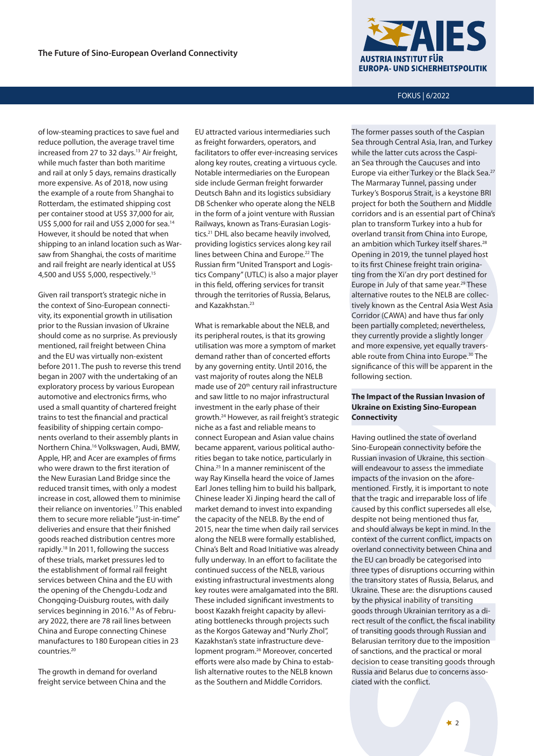of low-steaming practices to save fuel and reduce pollution, the average travel time increased from 27 to 32 days.[13] Air freight, while much faster than both maritime and rail at only 5 days, remains drastically more expensive. As of 2018, now using the example of a route from Shanghai to Rotterdam, the estimated shipping cost per container stood at US$ 37,000 for air, US$ 5,000 for rail and US$ 2,000 for sea.[14] However, it should be noted that when shipping to an inland location such as Warsaw from Shanghai, the costs of maritime and rail freight are nearly identical at US$ 4,500 and US$ 5,000, respectively.[15]

Given rail transport's strategic niche in the context of Sino-European connectivity, its exponential growth in utilisation prior to the Russian invasion of Ukraine should come as no surprise. As previously mentioned, rail freight between China and the EU was virtually non-existent before 2011. The push to reverse this trend began in 2007 with the undertaking of an exploratory process by various European automotive and electronics firms, who used a small quantity of chartered freight trains to test the financial and practical feasibility of shipping certain components overland to their assembly plants in Northern China.[16] Volkswagen, Audi, BMW, Apple, HP, and Acer are examples of firms who were drawn to the first iteration of the New Eurasian Land Bridge since the reduced transit times, with only a modest increase in cost, allowed them to minimise their reliance on inventories.[17] This enabled them to secure more reliable "just-in-time" deliveries and ensure that their finished goods reached distribution centres more rapidly.[18] In 2011, following the success of these trials, market pressures led to the establishment of formal rail freight services between China and the EU with the opening of the Chengdu-Lodz and Chongqing-Duisburg routes, with daily services beginning in 2016.[19] As of February 2022, there are 78 rail lines between China and Europe connecting Chinese manufactures to 180 European cities in 23 countries.[20]

The growth in demand for overland freight service between China and the EU attracted various intermediaries such as freight forwarders, operators, and facilitators to offer ever-increasing services along key routes, creating a virtuous cycle. Notable intermediaries on the European side include German freight forwarder Deutsch Bahn and its logistics subsidiary DB Schenker who operate along the NELB in the form of a joint venture with Russian Railways, known as Trans-Eurasian Logistics.[21] DHL also became heavily involved, providing logistics services along key rail lines between China and Europe.[22] The Russian firm "United Transport and Logistics Company" (UTLC) is also a major player in this field, offering services for transit through the territories of Russia, Belarus, and Kazakhstan.[23]

What is remarkable about the NELB, and its peripheral routes, is that its growing utilisation was more a symptom of market demand rather than of concerted efforts by any governing entity. Until 2016, the vast majority of routes along the NELB made use of 20th century rail infrastructure and saw little to no major infrastructural investment in the early phase of their growth.[24] However, as rail freight's strategic niche as a fast and reliable means to connect European and Asian value chains became apparent, various political authorities began to take notice, particularly in China.[25] In a manner reminiscent of the way Ray Kinsella heard the voice of James Earl Jones telling him to build his ballpark, Chinese leader Xi Jinping heard the call of market demand to invest into expanding the capacity of the NELB. By the end of 2015, near the time when daily rail services along the NELB were formally established, China's Belt and Road Initiative was already fully underway. In an effort to facilitate the continued success of the NELB, various existing infrastructural investments along key routes were amalgamated into the BRI. These included significant investments to boost Kazakh freight capacity by alleviating bottlenecks through projects such as the Korgos Gateway and "Nurly Zhol", Kazakhstan's state infrastructure development program.[26] Moreover, concerted efforts were also made by China to establish alternative routes to the NELB known as the Southern and Middle Corridors. The former passes south of the Caspian Sea through Central Asia, Iran, and Turkey while the latter cuts across the Caspian Sea through the Caucuses and into Europe via either Turkey or the Black Sea.[27] The Marmaray Tunnel, passing under Turkey's Bosporus Strait, is a keystone BRI project for both the Southern and Middle corridors and is an essential part of China's plan to transform Turkey into a hub for overland transit from China into Europe, an ambition which Turkey itself shares.[28] Opening in 2019, the tunnel played host to its first Chinese freight train originating from the Xi'an dry port destined for Europe in July of that same year.[29] These alternative routes to the NELB are collectively known as the Central Asia West Asia Corridor (CAWA) and have thus far only been partially completed; nevertheless, they currently provide a slightly longer and more expensive, yet equally traversable route from China into Europe.[30] The significance of this will be apparent in the following section.

## The Impact of the Russian Invasion of Ukraine on Existing Sino-European Connectivity

Having outlined the state of overland Sino-European connectivity before the Russian invasion of Ukraine, this section will endeavour to assess the immediate impacts of the invasion on the aforementioned. Firstly, it is important to note that the tragic and irreparable loss of life caused by this conflict supersedes all else, despite not being mentioned thus far, and should always be kept in mind. In the context of the current conflict, impacts on overland connectivity between China and the EU can broadly be categorised into three types of disruptions occurring within the transitory states of Russia, Belarus, and Ukraine. These are: the disruptions caused by the physical inability of transiting goods through Ukrainian territory as a direct result of the conflict, the fiscal inability of transiting goods through Russian and Belarusian territory due to the imposition of sanctions, and the practical or moral decision to cease transiting goods through Russia and Belarus due to concerns associated with the conflict.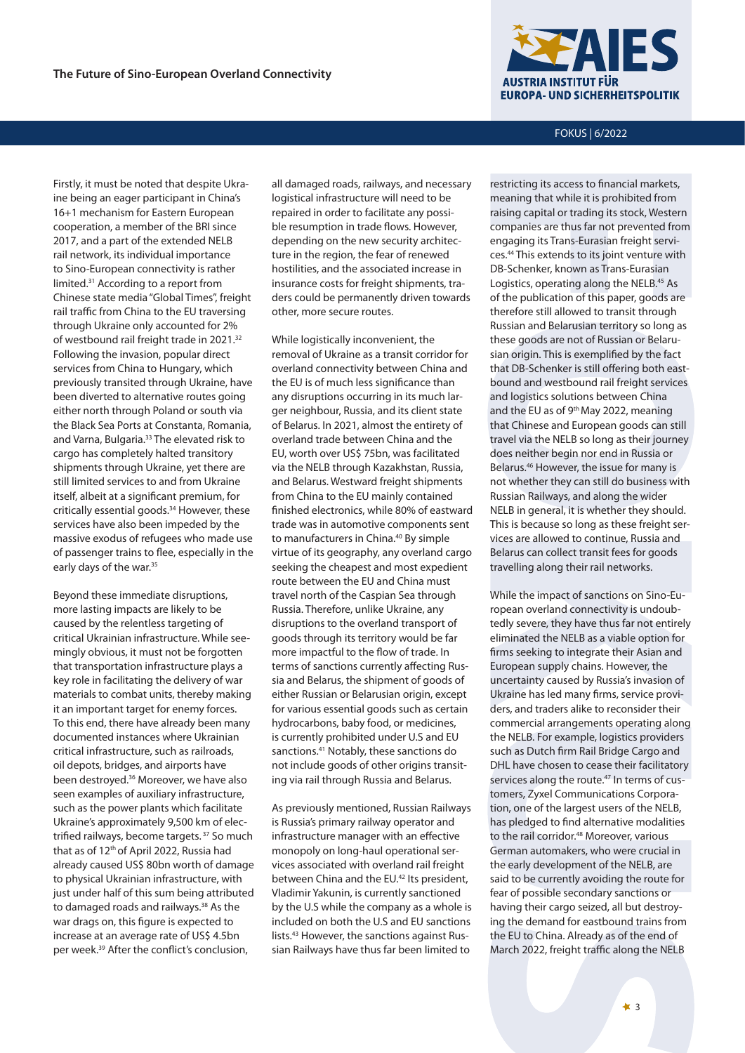Firstly, it must be noted that despite Ukraine being an eager participant in China's 16+1 mechanism for Eastern European cooperation, a member of the BRI since 2017, and a part of the extended NELB rail network, its individual importance to Sino-European connectivity is rather limited.[31] According to a report from Chinese state media "Global Times", freight rail traffic from China to the EU traversing through Ukraine only accounted for 2% of westbound rail freight trade in 2021.[32] Following the invasion, popular direct services from China to Hungary, which previously transited through Ukraine, have been diverted to alternative routes going either north through Poland or south via the Black Sea Ports at Constanta, Romania, and Varna, Bulgaria.[33] The elevated risk to cargo has completely halted transitory shipments through Ukraine, yet there are still limited services to and from Ukraine itself, albeit at a significant premium, for critically essential goods.[34] However, these services have also been impeded by the massive exodus of refugees who made use of passenger trains to flee, especially in the early days of the war.[35]

Beyond these immediate disruptions, more lasting impacts are likely to be caused by the relentless targeting of critical Ukrainian infrastructure. While seemingly obvious, it must not be forgotten that transportation infrastructure plays a key role in facilitating the delivery of war materials to combat units, thereby making it an important target for enemy forces. To this end, there have already been many documented instances where Ukrainian critical infrastructure, such as railroads, oil depots, bridges, and airports have been destroyed.[36] Moreover, we have also seen examples of auxiliary infrastructure, such as the power plants which facilitate Ukraine's approximately 9,500 km of electrified railways, become targets.[37] So much that as of 12th of April 2022, Russia had already caused US$ 80bn worth of damage to physical Ukrainian infrastructure, with just under half of this sum being attributed to damaged roads and railways.[38] As the war drags on, this figure is expected to increase at an average rate of US$ 4.5bn per week.[39] After the conflict's conclusion, all damaged roads, railways, and necessary logistical infrastructure will need to be repaired in order to facilitate any possible resumption in trade flows. However, depending on the new security architecture in the region, the fear of renewed hostilities, and the associated increase in insurance costs for freight shipments, traders could be permanently driven towards other, more secure routes.

While logistically inconvenient, the removal of Ukraine as a transit corridor for overland connectivity between China and the EU is of much less significance than any disruptions occurring in its much larger neighbour, Russia, and its client state of Belarus. In 2021, almost the entirety of overland trade between China and the EU, worth over US$ 75bn, was facilitated via the NELB through Kazakhstan, Russia, and Belarus. Westward freight shipments from China to the EU mainly contained finished electronics, while 80% of eastward trade was in automotive components sent to manufacturers in China.[40] By simple virtue of its geography, any overland cargo seeking the cheapest and most expedient route between the EU and China must travel north of the Caspian Sea through Russia. Therefore, unlike Ukraine, any disruptions to the overland transport of goods through its territory would be far more impactful to the flow of trade. In terms of sanctions currently affecting Russia and Belarus, the shipment of goods of either Russian or Belarusian origin, except for various essential goods such as certain hydrocarbons, baby food, or medicines, is currently prohibited under U.S and EU sanctions.[41] Notably, these sanctions do not include goods of other origins transiting via rail through Russia and Belarus.

As previously mentioned, Russian Railways is Russia's primary railway operator and infrastructure manager with an effective monopoly on long-haul operational services associated with overland rail freight between China and the EU.[42] Its president, Vladimir Yakunin, is currently sanctioned by the U.S while the company as a whole is included on both the U.S and EU sanctions lists.[43] However, the sanctions against Russian Railways have thus far been limited to restricting its access to financial markets, meaning that while it is prohibited from raising capital or trading its stock, Western companies are thus far not prevented from engaging its Trans-Eurasian freight services.[44] This extends to its joint venture with DB-Schenker, known as Trans-Eurasian Logistics, operating along the NELB.[45] As of the publication of this paper, goods are therefore still allowed to transit through Russian and Belarusian territory so long as these goods are not of Russian or Belarusian origin. This is exemplified by the fact that DB-Schenker is still offering both eastbound and westbound rail freight services and logistics solutions between China and the EU as of 9th May 2022, meaning that Chinese and European goods can still travel via the NELB so long as their journey does neither begin nor end in Russia or Belarus.[46] However, the issue for many is not whether they can still do business with Russian Railways, and along the wider NELB in general, it is whether they should. This is because so long as these freight services are allowed to continue, Russia and Belarus can collect transit fees for goods travelling along their rail networks.

While the impact of sanctions on Sino-European overland connectivity is undoubtedly severe, they have thus far not entirely eliminated the NELB as a viable option for firms seeking to integrate their Asian and European supply chains. However, the uncertainty caused by Russia's invasion of Ukraine has led many firms, service providers, and traders alike to reconsider their commercial arrangements operating along the NELB. For example, logistics providers such as Dutch firm Rail Bridge Cargo and DHL have chosen to cease their facilitatory services along the route.[47] In terms of customers, Zyxel Communications Corporation, one of the largest users of the NELB, has pledged to find alternative modalities to the rail corridor.[48] Moreover, various German automakers, who were crucial in the early development of the NELB, are said to be currently avoiding the route for fear of possible secondary sanctions or having their cargo seized, all but destroying the demand for eastbound trains from the EU to China. Already as of the end of March 2022, freight traffic along the NELB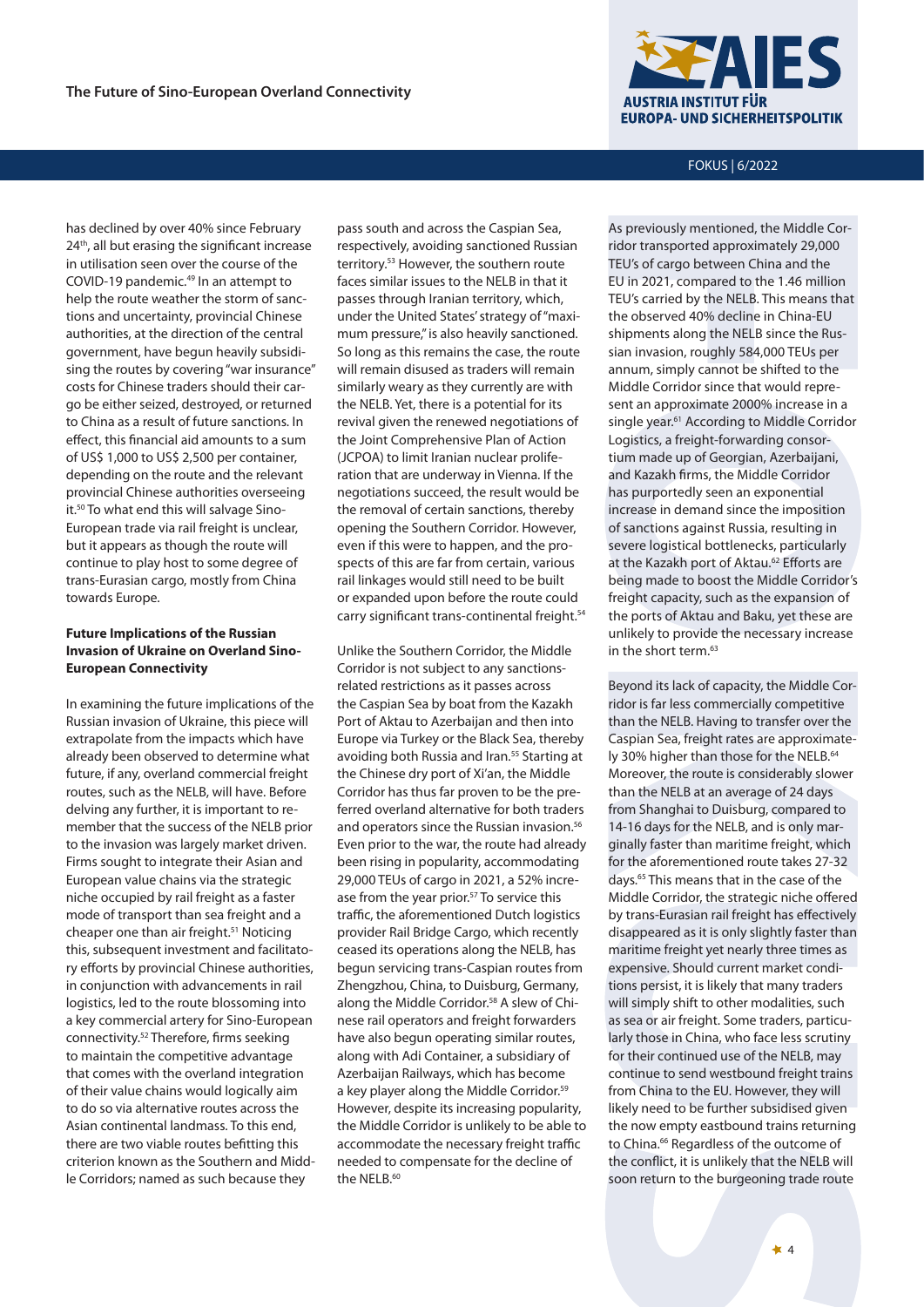has declined by over 40% since February 24th, all but erasing the significant increase in utilisation seen over the course of the COVID-19 pandemic.[49] In an attempt to help the route weather the storm of sanctions and uncertainty, provincial Chinese authorities, at the direction of the central government, have begun heavily subsidising the routes by covering "war insurance" costs for Chinese traders should their cargo be either seized, destroyed, or returned to China as a result of future sanctions. In effect, this financial aid amounts to a sum of US$ 1,000 to US$ 2,500 per container, depending on the route and the relevant provincial Chinese authorities overseeing it.[50] To what end this will salvage Sino-European trade via rail freight is unclear, but it appears as though the route will continue to play host to some degree of trans-Eurasian cargo, mostly from China towards Europe.

### Future Implications of the Russian Invasion of Ukraine on Overland Sino-European Connectivity

In examining the future implications of the Russian invasion of Ukraine, this piece will extrapolate from the impacts which have already been observed to determine what future, if any, overland commercial freight routes, such as the NELB, will have. Before delving any further, it is important to remember that the success of the NELB prior to the invasion was largely market driven. Firms sought to integrate their Asian and European value chains via the strategic niche occupied by rail freight as a faster mode of transport than sea freight and a cheaper one than air freight.[51] Noticing this, subsequent investment and facilitatory efforts by provincial Chinese authorities, in conjunction with advancements in rail logistics, led to the route blossoming into a key commercial artery for Sino-European connectivity.[52] Therefore, firms seeking to maintain the competitive advantage that comes with the overland integration of their value chains would logically aim to do so via alternative routes across the Asian continental landmass. To this end, there are two viable routes befitting this criterion known as the Southern and Middle Corridors; named as such because they pass south and across the Caspian Sea, respectively, avoiding sanctioned Russian territory.[53] However, the southern route faces similar issues to the NELB in that it passes through Iranian territory, which, under the United States' strategy of "maximum pressure," is also heavily sanctioned. So long as this remains the case, the route will remain disused as traders will remain similarly weary as they currently are with the NELB. Yet, there is a potential for its revival given the renewed negotiations of the Joint Comprehensive Plan of Action (JCPOA) to limit Iranian nuclear proliferation that are underway in Vienna. If the negotiations succeed, the result would be the removal of certain sanctions, thereby opening the Southern Corridor. However, even if this were to happen, and the prospects of this are far from certain, various rail linkages would still need to be built or expanded upon before the route could carry significant trans-continental freight.[54]

Unlike the Southern Corridor, the Middle Corridor is not subject to any sanctions-related restrictions as it passes across the Caspian Sea by boat from the Kazakh Port of Aktau to Azerbaijan and then into Europe via Turkey or the Black Sea, thereby avoiding both Russia and Iran.[55] Starting at the Chinese dry port of Xi'an, the Middle Corridor has thus far proven to be the preferred alternative for both traders and operators since the Russian invasion.[56] Even prior to the war, the route had already been rising in popularity, accommodating 29,000 TEUs of cargo in 2021, a 52% increase from the year prior.[57] To service this traffic, the aforementioned Dutch logistics provider Rail Bridge Cargo, which recently ceased its operations along the NELB, has begun servicing trans-Caspian routes from Zhengzhou, China, to Duisburg, Germany, along the Middle Corridor.[58] A slew of Chinese rail operators and freight forwarders have also begun operating similar routes, along with Adi Container, a subsidiary of Azerbaijan Railways, which has become a key player along the Middle Corridor.[59] However, despite its increasing popularity, the Middle Corridor is unlikely to be able to accommodate the necessary freight traffic needed to compensate for the decline of the NELB.[60]

As previously mentioned, the Middle Corridor transported approximately 29,000 TEU's of cargo between China and the EU in 2021, compared to the 1.46 million TEU's carried by the NELB. This means that the observed 40% decline in China-EU shipments along the NELB since the Russian invasion, roughly 584,000 TEUs per annum, simply cannot be shifted to the Middle Corridor since that would represent an approximate 2000% increase in a single year.[61] According to Middle Corridor Logistics, a freight-forwarding consortium made up of Georgian, Azerbaijani, and Kazakh firms, the Middle Corridor has purportedly seen an exponential increase in demand since the imposition of sanctions against Russia, resulting in severe logistical bottlenecks, particularly at the Kazakh port of Aktau.[62] Efforts are being made to boost the Middle Corridor's freight capacity, such as the expansion of the ports of Aktau and Baku, yet these are unlikely to provide the necessary increase in the short term.[63]

Beyond its lack of capacity, the Middle Corridor is far less commercially competitive than the NELB. Having to transfer over the Caspian Sea, freight rates are approximately 30% higher than those for the NELB.[64] Moreover, the route is considerably slower than the NELB at an average of 24 days from Shanghai to Duisburg, compared to 14-16 days for the NELB, and is only marginally faster than maritime freight, which for the aforementioned route takes 27-32 days.[65] This means that in the case of the Middle Corridor, the strategic niche offered by trans-Eurasian rail freight has effectively disappeared as it is only slightly faster than maritime freight yet nearly three times as expensive. Should current market conditions persist, it is likely that many traders will simply shift to other modalities, such as sea or air freight. Some traders, particularly those in China, who face less scrutiny for their continued use of the NELB, may continue to send westbound freight trains from China to the EU. However, they will likely need to be further subsidised given the now empty eastbound trains returning to China.[66] Regardless of the outcome of the conflict, it is unlikely that the NELB will soon return to the burgeoning trade route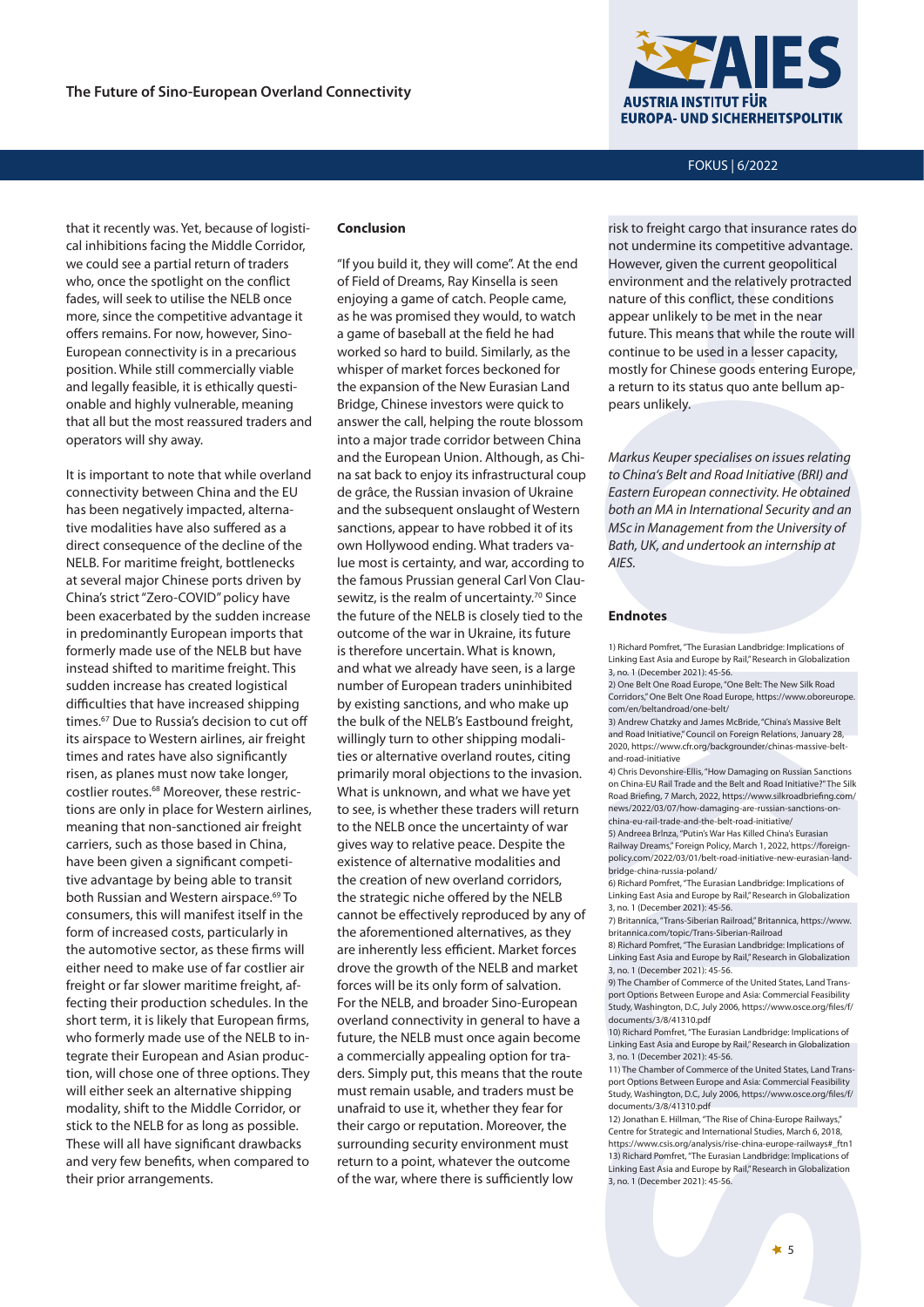that it recently was. Yet, because of logistical inhibitions facing the Middle Corridor, we could see a partial return of traders who, once the spotlight on the conflict fades, will seek to utilise the NELB once more, since the competitive advantage it offers remains. For now, however, Sino-European connectivity is in a precarious position. While still commercially viable and legally feasible, it is ethically questionable and highly vulnerable, meaning that all but the most reassured traders and operators will shy away.

It is important to note that while overland connectivity between China and the EU has been negatively impacted, alternative modalities have also suffered as a direct consequence of the decline of the NELB. For maritime freight, bottlenecks at several major Chinese ports driven by China's strict "Zero-COVID" policy have been exacerbated by the sudden increase in predominantly European imports that formerly made use of the NELB but have instead shifted to maritime freight. This sudden increase has created logistical difficulties that have increased shipping times.[67] Due to Russia's decision to cut off its airspace to Western airlines, air freight times and rates have also significantly risen, as planes must now take longer, costlier routes.[68] Moreover, these restrictions are only in place for Western airlines, meaning that non-sanctioned air freight carriers, such as those based in China, have been given a significant competitive advantage by being able to transit both Russian and Western airspace.[69] To consumers, this will manifest itself in the form of increased costs, particularly in the automotive sector, as these firms will either need to make use of far costlier air freight or far slower maritime freight, affecting their production schedules. In the short term, it is likely that European firms, who formerly made use of the NELB to integrate their European and Asian production, will chose one of three options. They will either seek an alternative shipping modality, shift to the Middle Corridor, or stick to the NELB for as long as possible. These will all have significant drawbacks and very few benefits, when compared to their prior arrangements.

## Conclusion

"If you build it, they will come". At the end of Field of Dreams, Ray Kinsella is seen enjoying a game of catch. People came, as he was promised they would, to watch a game of baseball at the field he had worked so hard to build. Similarly, as the whisper of market forces beckoned for the expansion of the New Eurasian Land Bridge, Chinese investors were quick to answer the call, helping the route blossom into a major trade corridor between China and the European Union. Although, as China sat back to enjoy its infrastructural coup de grâce, the Russian invasion of Ukraine and the subsequent onslaught of Western sanctions, appear to have robbed it of its own Hollywood ending. What traders value most is certainty, and war, according to the famous Prussian general Carl Von Clausewitz, is the realm of uncertainty.[70] Since the future of the NELB is closely tied to the outcome of the war in Ukraine, its future is therefore uncertain. What is known, and what we already have seen, is a large number of European traders uninhibited by existing sanctions, and who make up the bulk of the NELB's Eastbound freight, willingly turn to other shipping modalities or alternative overland routes, citing primarily moral objections to the invasion. What is unknown, and what we have yet to see, is whether these traders will return to the NELB once the uncertainty of war gives way to relative peace. Despite the existence of alternative modalities and the creation of new overland corridors, the strategic niche offered by the NELB cannot be effectively reproduced by any of the aforementioned alternatives, as they are inherently less efficient. Market forces drove the growth of the NELB and market forces will be its only form of salvation. For the NELB, and broader Sino-European overland connectivity in general to have a future, the NELB must once again become a commercially appealing option for traders. Simply put, this means that the route must remain usable, and traders must be unafraid to use it, whether they fear for their cargo or reputation. Moreover, the surrounding security environment must return to a point, whatever the outcome of the war, where there is sufficiently low risk to freight cargo that insurance rates do not undermine its competitive advantage. However, given the current geopolitical environment and the relatively protracted nature of this conflict, these conditions appear unlikely to be met in the near future. This means that while the route will continue to be used in a lesser capacity, mostly for Chinese goods entering Europe, a return to its status quo ante bellum appears unlikely.

*Markus Keuper specialises on issues relating to China's Belt and Road Initiative (BRI) and Eastern European connectivity. He obtained both an MA in International Security and an MSc in Management from the University of Bath, UK, and undertook an internship at AIES.*

## Endnotes

1) Richard Pomfret, "The Eurasian Landbridge: Implications of Linking East Asia and Europe by Rail," Research in Globalization 3, no. 1 (December 2021): 45-56.
2) One Belt One Road Europe, "One Belt: The New Silk Road Corridors," One Belt One Road Europe, https://www.oboreurope.com/en/beltandroad/one-belt/
3) Andrew Chatzky and James McBride, "China's Massive Belt and Road Initiative," Council on Foreign Relations, January 28, 2020, https://www.cfr.org/backgrounder/chinas-massive-belt-and-road-initiative
4) Chris Devonshire-Ellis, "How Damaging on Russian Sanctions on China-EU Rail Trade and the Belt and Road Initiative?" The Silk Road Briefing, 7 March, 2022, https://www.silkroadbriefing.com/news/2022/03/07/how-damaging-are-russian-sanctions-on-china-eu-rail-trade-and-the-belt-and-road-initiative/
5) Andreea Brînza, "Putin's War Has Killed China's Eurasian Railway Dreams," Foreign Policy, March 1, 2022, https://foreignpolicy.com/2022/03/01/belt-road-initiative-new-eurasian-land-bridge-china-russia-poland/
6) Richard Pomfret, "The Eurasian Landbridge: Implications of Linking East Asia and Europe by Rail," Research in Globalization 3, no. 1 (December 2021): 45-56.
7) Britannica, "Trans-Siberian Railroad," Britannica, https://www.britannica.com/topic/Trans-Siberian-Railroad
8) Richard Pomfret, "The Eurasian Landbridge: Implications of Linking East Asia and Europe by Rail," Research in Globalization 3, no. 1 (December 2021): 45-56.
9) The Chamber of Commerce of the United States, Land Transport Options Between Europe and Asia: Commercial Feasibility Study, Washington, D.C, July 2006, https://www.osce.org/files/f/documents/3/8/41310.pdf
10) Richard Pomfret, "The Eurasian Landbridge: Implications of Linking East Asia and Europe by Rail," Research in Globalization 3, no. 1 (December 2021): 45-56.
11) The Chamber of Commerce of the United States, Land Transport Options Between Europe and Asia: Commercial Feasibility Study, Washington, D.C, July 2006, https://www.osce.org/files/f/documents/3/8/41310.pdf
12) Jonathan E. Hillman, "The Rise of China-Europe Railways," Centre for Strategic and International Studies, March 6, 2018, https://www.csis.org/analysis/rise-china-europe-railways#_ftn1
13) Richard Pomfret, "The Eurasian Landbridge: Implications of Linking East Asia and Europe by Rail," Research in Globalization 3, no. 1 (December 2021): 45-56.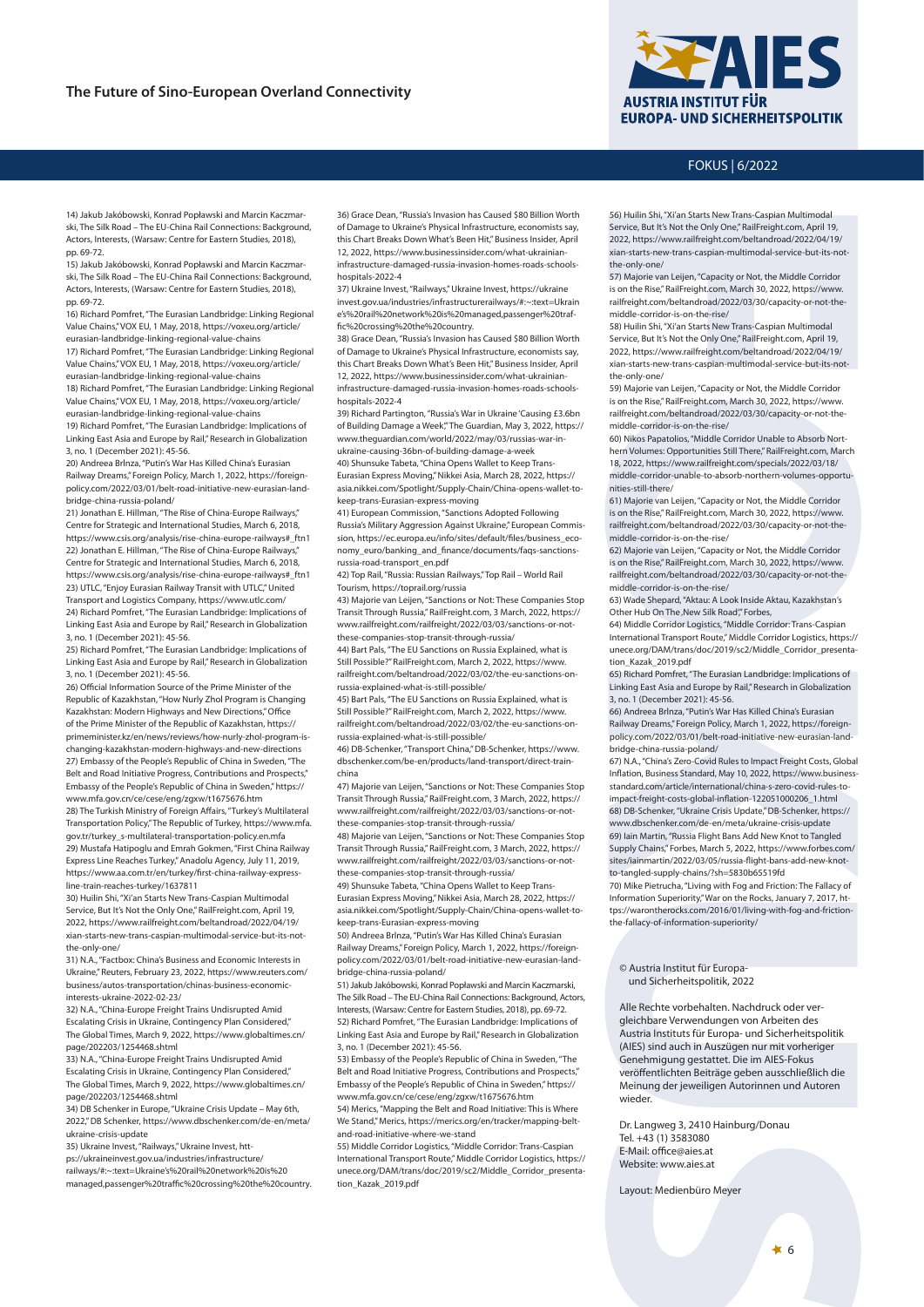14) Jakub Jakóbowski, Konrad Popławski and Marcin Kaczmarski, The Silk Road – The EU-China Rail Connections: Background, Actors, Interests, (Warsaw: Centre for Eastern Studies, 2018), pp. 69-72.

15) Jakub Jakóbowski, Konrad Popławski and Marcin Kaczmarski, The Silk Road – The EU-China Rail Connections: Background, Actors, Interests, (Warsaw: Centre for Eastern Studies, 2018), pp. 69-72.

16) Richard Pomfret, "The Eurasian Landbridge: Linking Regional Value Chains," VOX EU, 1 May, 2018, https://voxeu.org/article/eurasian-landbridge-linking-regional-value-chains

17) Richard Pomfret, "The Eurasian Landbridge: Linking Regional Value Chains," VOX EU, 1 May, 2018, https://voxeu.org/article/eurasian-landbridge-linking-regional-value-chains

18) Richard Pomfret, "The Eurasian Landbridge: Linking Regional Value Chains," VOX EU, 1 May, 2018, https://voxeu.org/article/eurasian-landbridge-linking-regional-value-chains

19) Richard Pomfret, "The Eurasian Landbridge: Implications of Linking East Asia and Europe by Rail," Research in Globalization 3, no. 1 (December 2021): 45-56.

20) Andreea Brînza, "Putin's War Has Killed China's Eurasian Railway Dreams," Foreign Policy, March 1, 2022, https://foreignpolicy.com/2022/03/01/belt-road-initiative-new-eurasian-landbridge-china-russia-poland/

21) Jonathan E. Hillman, "The Rise of China-Europe Railways," Centre for Strategic and International Studies, March 6, 2018, https://www.csis.org/analysis/rise-china-europe-railways#_ftn1

22) Jonathan E. Hillman, "The Rise of China-Europe Railways," Centre for Strategic and International Studies, March 6, 2018, https://www.csis.org/analysis/rise-china-europe-railways#_ftn1

23) UTLC, "Enjoy Eurasian Railway Transit with UTLC," United Transport and Logistics Company, https://www.utlc.com/

24) Richard Pomfret, "The Eurasian Landbridge: Implications of Linking East Asia and Europe by Rail," Research in Globalization 3, no. 1 (December 2021): 45-56.

25) Richard Pomfret, "The Eurasian Landbridge: Implications of Linking East Asia and Europe by Rail," Research in Globalization 3, no. 1 (December 2021): 45-56.

26) Official Information Source of the Prime Minister of the Republic of Kazakhstan, "How Nurly Zhol Program is Changing Kazakhstan: Modern Highways and New Directions," Office of the Prime Minister of the Republic of Kazakhstan, https://primeminister.kz/en/news/reviews/how-nurly-zhol-program-is-changing-kazakhstan-modern-highways-and-new-directions

27) Embassy of the People's Republic of China in Sweden, "The Belt and Road Initiative Progress, Contributions and Prospects," Embassy of the People's Republic of China in Sweden," https://www.mfa.gov.cn/ce/cese/eng/zgxw/t1675676.htm

28) The Turkish Ministry of Foreign Affairs, "Turkey's Multilateral Transportation Policy," The Republic of Turkey, https://www.mfa.gov.tr/turkey_s-multilateral-transportation-policy.en.mfa

29) Mustafa Hatipoglu and Emrah Gokmen, "First China Railway Express Line Reaches Turkey," Anadolu Agency, July 11, 2019, https://www.aa.com.tr/en/turkey/first-china-railway-express-line-train-reaches-turkey/1637811

30) Huilin Shi, "Xi'an Starts New Trans-Caspian Multimodal Service, But It's Not the Only One," RailFreight.com, April 19, 2022, https://www.railfreight.com/beltandroad/2022/04/19/xian-starts-new-trans-caspian-multimodal-service-but-its-not-the-only-one/

31) N.A., "Factbox: China's Business and Economic Interests in Ukraine," Reuters, February 23, 2022, https://www.reuters.com/business/autos-transportation/chinas-business-economic-interests-ukraine-2022-02-23/

32) N.A., "China-Europe Freight Trains Undisrupted Amid Escalating Crisis in Ukraine, Contingency Plan Considered," The Global Times, March 9, 2022, https://www.globaltimes.cn/page/202203/1254468.shtml

33) N.A., "China-Europe Freight Trains Undisrupted Amid Escalating Crisis in Ukraine, Contingency Plan Considered," The Global Times, March 9, 2022, https://www.globaltimes.cn/page/202203/1254468.shtml

34) DB Schenker in Europe, "Ukraine Crisis Update – May 6th, 2022," DB Schenker, https://www.dbschenker.com/de-en/meta/ukraine-crisis-update

35) Ukraine Invest, "Railways," Ukraine Invest, https://ukraineinvest.gov.ua/industries/infrastructure/railways/#:~:text=Ukraine's%20rail%20network%20is%20managed,passenger%20traffic%20crossing%20the%20country.

36) Grace Dean, "Russia's Invasion has Caused $80 Billion Worth of Damage to Ukraine's Physical Infrastructure, economists say, this Chart Breaks Down What's Been Hit," Business Insider, April 12, 2022, https://www.businessinsider.com/what-ukrainian-infrastructure-damaged-russia-invasion-homes-roads-schools-hospitals-2022-4

37) Ukraine Invest, "Railways," Ukraine Invest, https://ukraineinvest.gov.ua/industries/infrastructurerailways/#:~:text=Ukraine's%20rail%20network%20is%20managed,passenger%20traffic%20crossing%20the%20country.

38) Grace Dean, "Russia's Invasion has Caused $80 Billion Worth of Damage to Ukraine's Physical Infrastructure, economists say, this Chart Breaks Down What's Been Hit," Business Insider, April 12, 2022, https://www.businessinsider.com/what-ukrainian-infrastructure-damaged-russia-invasion-homes-roads-schools-hospitals-2022-4

39) Richard Partington, "Russia's War in Ukraine 'Causing £3.6bn of Building Damage a Week," The Guardian, May 3, 2022, https://www.theguardian.com/world/2022/may/03/russias-war-in-ukraine-causing-36bn-of-building-damage-a-week

40) Shunsuke Tabeta, "China Opens Wallet to Keep Trans-Eurasian Express Moving," Nikkei Asia, March 28, 2022, https://asia.nikkei.com/Spotlight/Supply-Chain/China-opens-wallet-to-keep-trans-Eurasian-express-moving

41) European Commission, "Sanctions Adopted Following Russia's Military Aggression Against Ukraine," European Commission, https://ec.europa.eu/info/sites/default/files/business_economy_euro/banking_and_finance/documents/faqs-sanctions-russia-road-transport_en.pdf

42) Top Rail, "Russia: Russian Railways," Top Rail – World Rail Tourism, https://toprail.org/russia

43) Majorie van Leijen, "Sanctions or Not: These Companies Stop Transit Through Russia," RailFreight.com, 3 March, 2022, https://www.railfreight.com/railfreight/2022/03/03/sanctions-or-not-these-companies-stop-transit-through-russia/

44) Bart Pals, "The EU Sanctions on Russia Explained, what is Still Possible?" RailFreight.com, March 2, 2022, https://www.railfreight.com/beltandroad/2022/03/02/the-eu-sanctions-on-russia-explained-what-is-still-possible/

45) Bart Pals, "The EU Sanctions on Russia Explained, what is Still Possible?" RailFreight.com, March 2, 2022, https://www.railfreight.com/beltandroad/2022/03/02/the-eu-sanctions-on-russia-explained-what-is-still-possible/

46) DB-Schenker, "Transport China," DB-Schenker, https://www.dbschenker.com/be-en/products/land-transport/direct-train-china

47) Majorie van Leijen, "Sanctions or Not: These Companies Stop Transit Through Russia," RailFreight.com, 3 March, 2022, https://www.railfreight.com/railfreight/2022/03/03/sanctions-or-not-these-companies-stop-transit-through-russia/

48) Majorie van Leijen, "Sanctions or Not: These Companies Stop Transit Through Russia," RailFreight.com, 3 March, 2022, https://www.railfreight.com/railfreight/2022/03/03/sanctions-or-not-these-companies-stop-transit-through-russia/

49) Shunsuke Tabeta, "China Opens Wallet to Keep Trans-Eurasian Express Moving," Nikkei Asia, March 28, 2022, https://asia.nikkei.com/Spotlight/Supply-Chain/China-opens-wallet-to-keep-trans-Eurasian-express-moving

50) Andreea Brînza, "Putin's War Has Killed China's Eurasian Railway Dreams," Foreign Policy, March 1, 2022, https://foreignpolicy.com/2022/03/01/belt-road-initiative-new-eurasian-landbridge-china-russia-poland/

51) Jakub Jakóbowski, Konrad Popławski and Marcin Kaczmarski, The Silk Road – The EU-China Rail Connections: Background, Actors, Interests, (Warsaw: Centre for Eastern Studies, 2018), pp. 69-72.

52) Richard Pomfret, "The Eurasian Landbridge: Implications of Linking East Asia and Europe by Rail," Research in Globalization 3, no. 1 (December 2021): 45-56.

53) Embassy of the People's Republic of China in Sweden, "The Belt and Road Initiative Progress, Contributions and Prospects," Embassy of the People's Republic of China in Sweden," https://www.mfa.gov.cn/ce/cese/eng/zgxw/t1675676.htm

54) Merics, "Mapping the Belt and Road Initiative: This is Where We Stand," Merics, https://merics.org/en/tracker/mapping-belt-and-road-initiative-where-we-stand

55) Middle Corridor Logistics, "Middle Corridor: Trans-Caspian International Transport Route," Middle Corridor Logistics, https://unece.org/DAM/trans/doc/2019/sc2/Middle_Corridor_presentation_Kazak_2019.pdf

56) Huilin Shi, "Xi'an Starts New Trans-Caspian Multimodal Service, But It's Not the Only One," RailFreight.com, April 19, 2022, https://www.railfreight.com/beltandroad/2022/04/19/xian-starts-new-trans-caspian-multimodal-service-but-its-not-the-only-one/

57) Majorie van Leijen, "Capacity or Not, the Middle Corridor is on the Rise," RailFreight.com, March 30, 2022, https://www.railfreight.com/beltandroad/2022/03/30/capacity-or-not-the-middle-corridor-is-on-the-rise/

58) Huilin Shi, "Xi'an Starts New Trans-Caspian Multimodal Service, But It's Not the Only One," RailFreight.com, April 19, 2022, https://www.railfreight.com/beltandroad/2022/04/19/xian-starts-new-trans-caspian-multimodal-service-but-its-not-the-only-one/

59) Majorie van Leijen, "Capacity or Not, the Middle Corridor is on the Rise," RailFreight.com, March 30, 2022, https://www.railfreight.com/beltandroad/2022/03/30/capacity-or-not-the-middle-corridor-is-on-the-rise/

60) Nikos Papatolios, "Middle Corridor Unable to Absorb Northern Volumes: Opportunities Still There," RailFreight.com, March 18, 2022, https://www.railfreight.com/specials/2022/03/18/middle-corridor-unable-to-absorb-northern-volumes-opportunities-still-there/

61) Majorie van Leijen, "Capacity or Not, the Middle Corridor is on the Rise," RailFreight.com, March 30, 2022, https://www.railfreight.com/beltandroad/2022/03/30/capacity-or-not-the-middle-corridor-is-on-the-rise/

62) Majorie van Leijen, "Capacity or Not, the Middle Corridor is on the Rise," RailFreight.com, March 30, 2022, https://www.railfreight.com/beltandroad/2022/03/30/capacity-or-not-the-middle-corridor-is-on-the-rise/

63) Wade Shepard, "Aktau: A Look Inside Aktau, Kazakhstan's Other Hub On The ,New Silk Road'," Forbes,

64) Middle Corridor Logistics, "Middle Corridor: Trans-Caspian International Transport Route," Middle Corridor Logistics, https://unece.org/DAM/trans/doc/2019/sc2/Middle_Corridor_presentation_Kazak_2019.pdf

65) Richard Pomfret, "The Eurasian Landbridge: Implications of Linking East Asia and Europe by Rail," Research in Globalization 3, no. 1 (December 2021): 45-56.

66) Andreea Brînza, "Putin's War Has Killed China's Eurasian Railway Dreams," Foreign Policy, March 1, 2022, https://foreignpolicy.com/2022/03/01/belt-road-initiative-new-eurasian-landbridge-china-russia-poland/

67) N.A., "China's Zero-Covid Rules to Impact Freight Costs, Global Inflation, Business Standard, May 10, 2022, https://www.business-standard.com/article/international/china-s-zero-covid-rules-to-impact-freight-costs-global-inflation-122051000206_1.html

68) DB-Schenker, "Ukraine Crisis Update," DB-Schenker, https://www.dbschenker.com/de-en/meta/ukraine-crisis-update

69) Iain Martin, "Russia Flight Bans Add New Knot to Tangled Supply Chains," Forbes, March 5, 2022, https://www.forbes.com/sites/iainmartin/2022/03/05/russia-flight-bans-add-new-knot-to-tangled-supply-chains/?sh=5830b65519fd

70) Mike Pietrucha, "Living with Fog and Friction: The Fallacy of Information Superiority," War on the Rocks, January 7, 2017, https://warontherocks.com/2016/01/living-with-fog-and-friction-the-fallacy-of-information-superiority/

© Austria Institut für Europa- und Sicherheitspolitik, 2022

Alle Rechte vorbehalten. Nachdruck oder vergleichbare Verwendungen von Arbeiten des Austria Instituts für Europa- und Sicherheitspolitik (AIES) sind auch in Auszügen nur mit vorheriger Genehmigung gestattet. Die im AIES-Fokus veröffentlichten Beiträge geben ausschließlich die Meinung der jeweiligen Autorinnen und Autoren wieder.

Dr. Langweg 3, 2410 Hainburg/Donau
Tel. +43 (1) 3583080
E-Mail: office@aies.at
Website: www.aies.at

Layout: Medienbüro Meyer